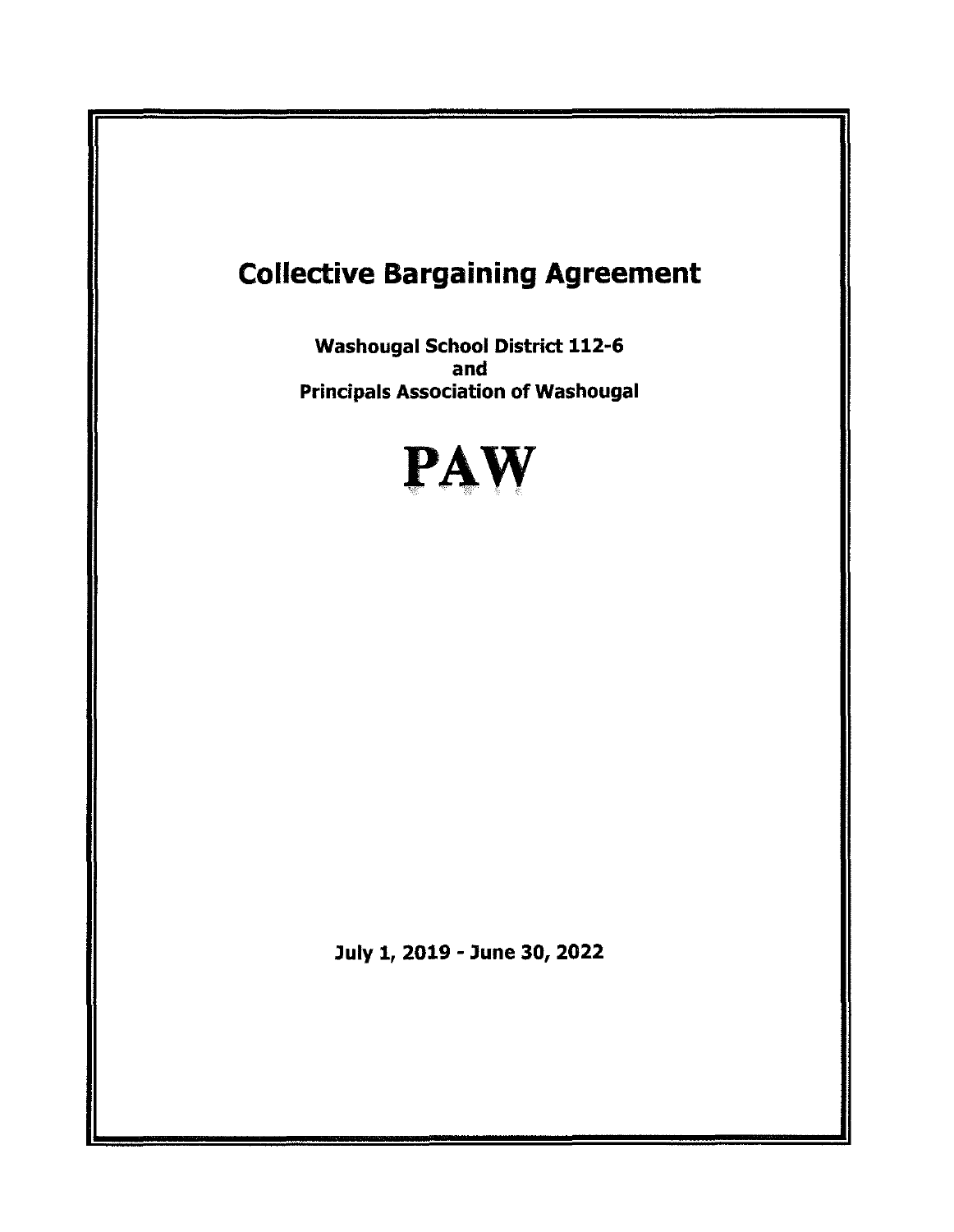# Collective Bargaining Agreement

**Washougal School District 112-6**
**and**
**Principals Association of Washougal**

# PAW

July 1, 2019 - June 30, 2022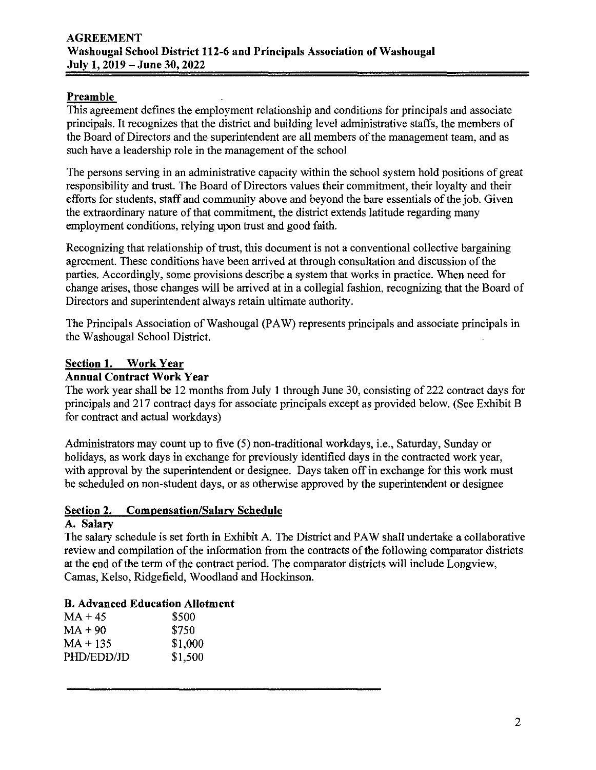**AGREEMENT**
**Washougal School District 112-6 and Principals Association of Washougal**
**July 1, 2019 – June 30, 2022**

## Preamble

This agreement defines the employment relationship and conditions for principals and associate principals. It recognizes that the district and building level administrative staffs, the members of the Board of Directors and the superintendent are all members of the management team, and as such have a leadership role in the management of the school

The persons serving in an administrative capacity within the school system hold positions of great responsibility and trust. The Board of Directors values their commitment, their loyalty and their efforts for students, staff and community above and beyond the bare essentials of the job. Given the extraordinary nature of that commitment, the district extends latitude regarding many employment conditions, relying upon trust and good faith.

Recognizing that relationship of trust, this document is not a conventional collective bargaining agreement. These conditions have been arrived at through consultation and discussion of the parties. Accordingly, some provisions describe a system that works in practice. When need for change arises, those changes will be arrived at in a collegial fashion, recognizing that the Board of Directors and superintendent always retain ultimate authority.

The Principals Association of Washougal (PAW) represents principals and associate principals in the Washougal School District.

## Section 1. Work Year

### Annual Contract Work Year

The work year shall be 12 months from July 1 through June 30, consisting of 222 contract days for principals and 217 contract days for associate principals except as provided below. (See Exhibit B for contract and actual workdays)

Administrators may count up to five (5) non-traditional workdays, i.e., Saturday, Sunday or holidays, as work days in exchange for previously identified days in the contracted work year, with approval by the superintendent or designee. Days taken off in exchange for this work must be scheduled on non-student days, or as otherwise approved by the superintendent or designee

## Section 2. Compensation/Salary Schedule

### A. Salary

The salary schedule is set forth in Exhibit A. The District and PAW shall undertake a collaborative review and compilation of the information from the contracts of the following comparator districts at the end of the term of the contract period. The comparator districts will include Longview, Camas, Kelso, Ridgefield, Woodland and Hockinson.

### B. Advanced Education Allotment

| | |
|---|---|
| MA + 45 | $500 |
| MA + 90 | $750 |
| MA + 135 | $1,000 |
| PHD/EDD/JD | $1,500 |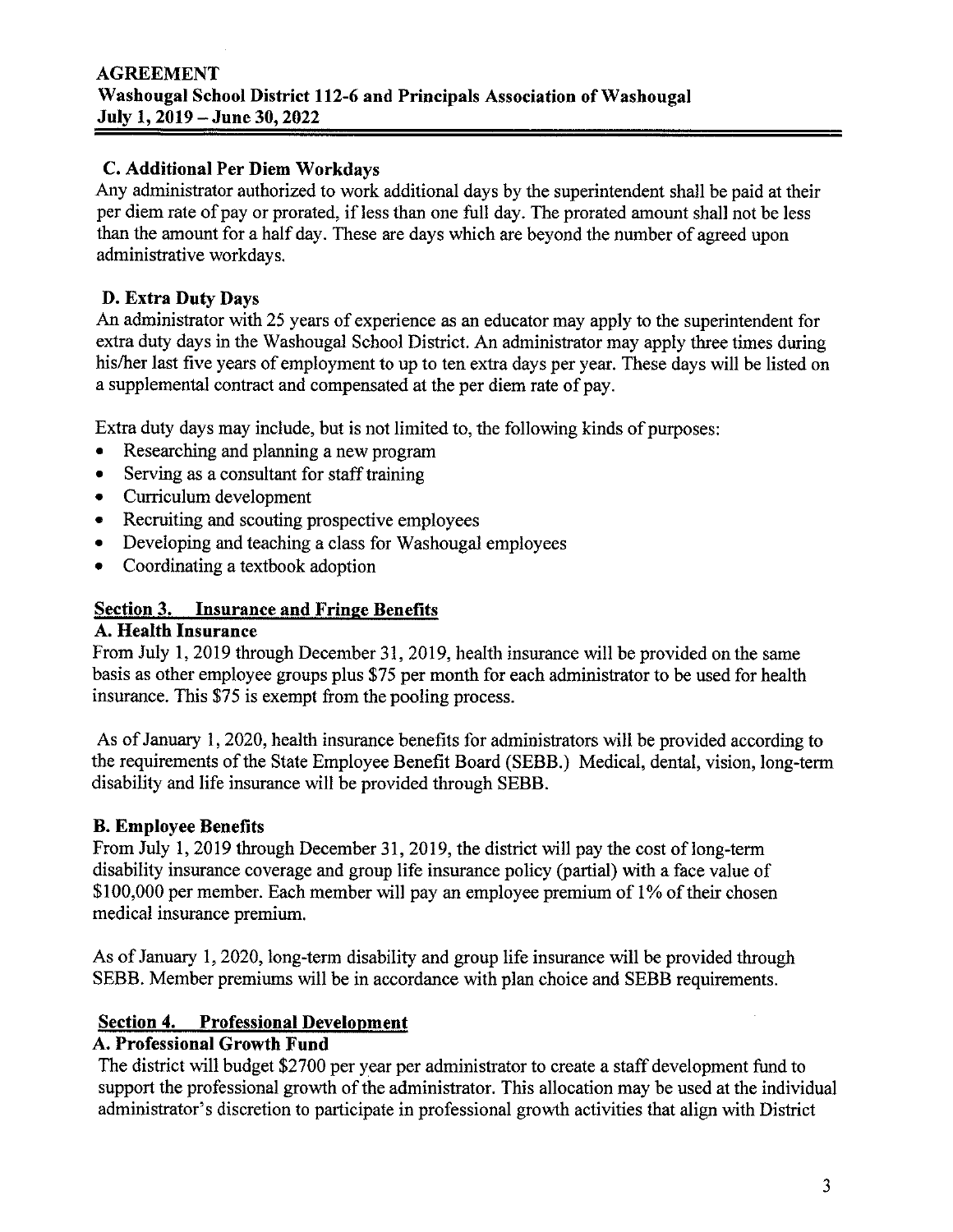### C. Additional Per Diem Workdays

Any administrator authorized to work additional days by the superintendent shall be paid at their per diem rate of pay or prorated, if less than one full day. The prorated amount shall not be less than the amount for a half day. These are days which are beyond the number of agreed upon administrative workdays.

### D. Extra Duty Days

An administrator with 25 years of experience as an educator may apply to the superintendent for extra duty days in the Washougal School District. An administrator may apply three times during his/her last five years of employment to up to ten extra days per year. These days will be listed on a supplemental contract and compensated at the per diem rate of pay.

Extra duty days may include, but is not limited to, the following kinds of purposes:

- Researching and planning a new program
- Serving as a consultant for staff training
- Curriculum development
- Recruiting and scouting prospective employees
- Developing and teaching a class for Washougal employees
- Coordinating a textbook adoption

## Section 3. Insurance and Fringe Benefits

### A. Health Insurance

From July 1, 2019 through December 31, 2019, health insurance will be provided on the same basis as other employee groups plus $75 per month for each administrator to be used for health insurance. This $75 is exempt from the pooling process.

As of January 1, 2020, health insurance benefits for administrators will be provided according to the requirements of the State Employee Benefit Board (SEBB.) Medical, dental, vision, long-term disability and life insurance will be provided through SEBB.

### B. Employee Benefits

From July 1, 2019 through December 31, 2019, the district will pay the cost of long-term disability insurance coverage and group life insurance policy (partial) with a face value of $100,000 per member. Each member will pay an employee premium of 1% of their chosen medical insurance premium.

As of January 1, 2020, long-term disability and group life insurance will be provided through SEBB. Member premiums will be in accordance with plan choice and SEBB requirements.

## Section 4. Professional Development

### A. Professional Growth Fund

The district will budget $2700 per year per administrator to create a staff development fund to support the professional growth of the administrator. This allocation may be used at the individual administrator's discretion to participate in professional growth activities that align with District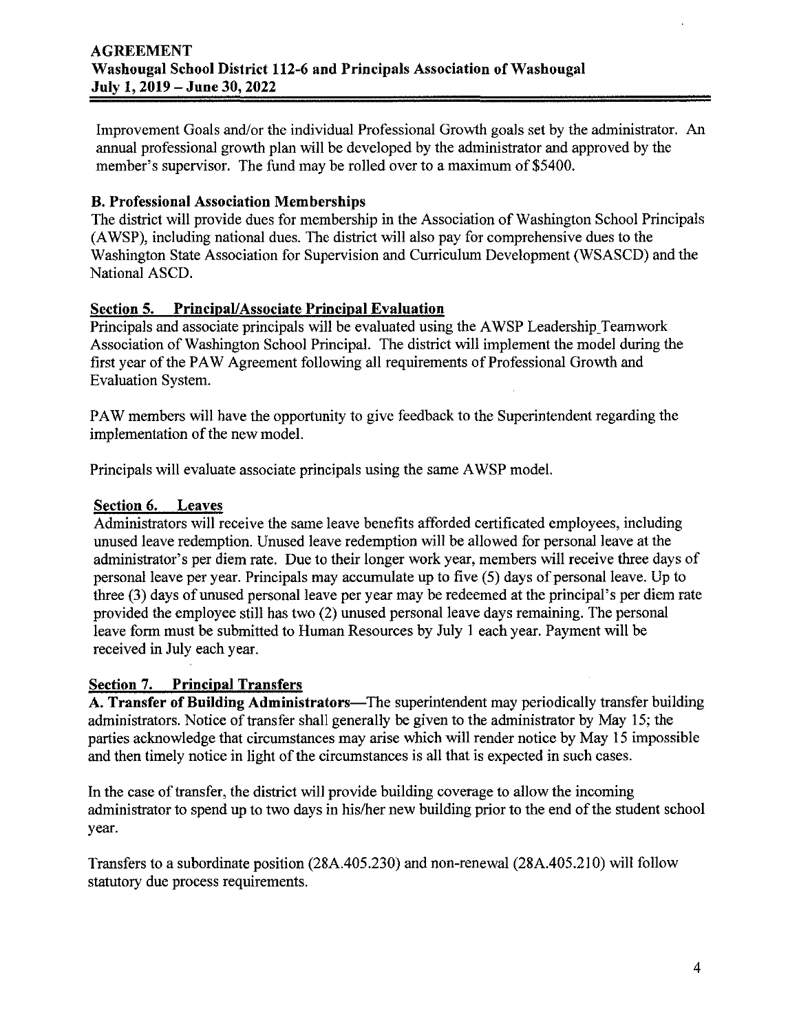Improvement Goals and/or the individual Professional Growth goals set by the administrator. An annual professional growth plan will be developed by the administrator and approved by the member's supervisor. The fund may be rolled over to a maximum of $5400.

**B. Professional Association Memberships**

The district will provide dues for membership in the Association of Washington School Principals (AWSP), including national dues. The district will also pay for comprehensive dues to the Washington State Association for Supervision and Curriculum Development (WSASCD) and the National ASCD.

## Section 5. Principal/Associate Principal Evaluation

Principals and associate principals will be evaluated using the AWSP Leadership_Teamwork Association of Washington School Principal. The district will implement the model during the first year of the PAW Agreement following all requirements of Professional Growth and Evaluation System.

PAW members will have the opportunity to give feedback to the Superintendent regarding the implementation of the new model.

Principals will evaluate associate principals using the same AWSP model.

## Section 6. Leaves

Administrators will receive the same leave benefits afforded certificated employees, including unused leave redemption. Unused leave redemption will be allowed for personal leave at the administrator's per diem rate. Due to their longer work year, members will receive three days of personal leave per year. Principals may accumulate up to five (5) days of personal leave. Up to three (3) days of unused personal leave per year may be redeemed at the principal's per diem rate provided the employee still has two (2) unused personal leave days remaining. The personal leave form must be submitted to Human Resources by July 1 each year. Payment will be received in July each year.

## Section 7. Principal Transfers

**A. Transfer of Building Administrators**—The superintendent may periodically transfer building administrators. Notice of transfer shall generally be given to the administrator by May 15; the parties acknowledge that circumstances may arise which will render notice by May 15 impossible and then timely notice in light of the circumstances is all that is expected in such cases.

In the case of transfer, the district will provide building coverage to allow the incoming administrator to spend up to two days in his/her new building prior to the end of the student school year.

Transfers to a subordinate position (28A.405.230) and non-renewal (28A.405.210) will follow statutory due process requirements.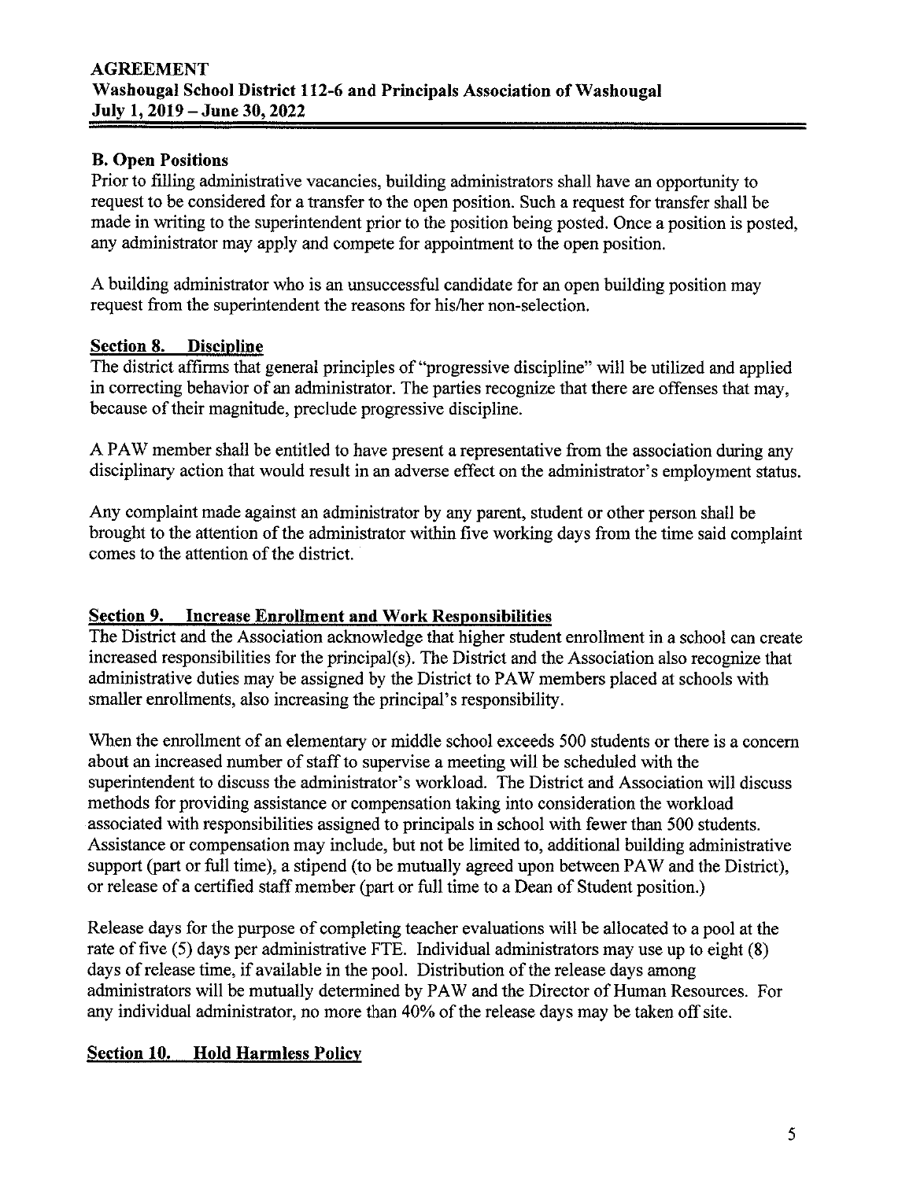**B. Open Positions**

Prior to filling administrative vacancies, building administrators shall have an opportunity to request to be considered for a transfer to the open position. Such a request for transfer shall be made in writing to the superintendent prior to the position being posted. Once a position is posted, any administrator may apply and compete for appointment to the open position.

A building administrator who is an unsuccessful candidate for an open building position may request from the superintendent the reasons for his/her non-selection.

## Section 8. Discipline

The district affirms that general principles of "progressive discipline" will be utilized and applied in correcting behavior of an administrator. The parties recognize that there are offenses that may, because of their magnitude, preclude progressive discipline.

A PAW member shall be entitled to have present a representative from the association during any disciplinary action that would result in an adverse effect on the administrator's employment status.

Any complaint made against an administrator by any parent, student or other person shall be brought to the attention of the administrator within five working days from the time said complaint comes to the attention of the district.

## Section 9. Increase Enrollment and Work Responsibilities

The District and the Association acknowledge that higher student enrollment in a school can create increased responsibilities for the principal(s). The District and the Association also recognize that administrative duties may be assigned by the District to PAW members placed at schools with smaller enrollments, also increasing the principal's responsibility.

When the enrollment of an elementary or middle school exceeds 500 students or there is a concern about an increased number of staff to supervise a meeting will be scheduled with the superintendent to discuss the administrator's workload. The District and Association will discuss methods for providing assistance or compensation taking into consideration the workload associated with responsibilities assigned to principals in school with fewer than 500 students. Assistance or compensation may include, but not be limited to, additional building administrative support (part or full time), a stipend (to be mutually agreed upon between PAW and the District), or release of a certified staff member (part or full time to a Dean of Student position.)

Release days for the purpose of completing teacher evaluations will be allocated to a pool at the rate of five (5) days per administrative FTE. Individual administrators may use up to eight (8) days of release time, if available in the pool. Distribution of the release days among administrators will be mutually determined by PAW and the Director of Human Resources. For any individual administrator, no more than 40% of the release days may be taken off site.

## Section 10. Hold Harmless Policy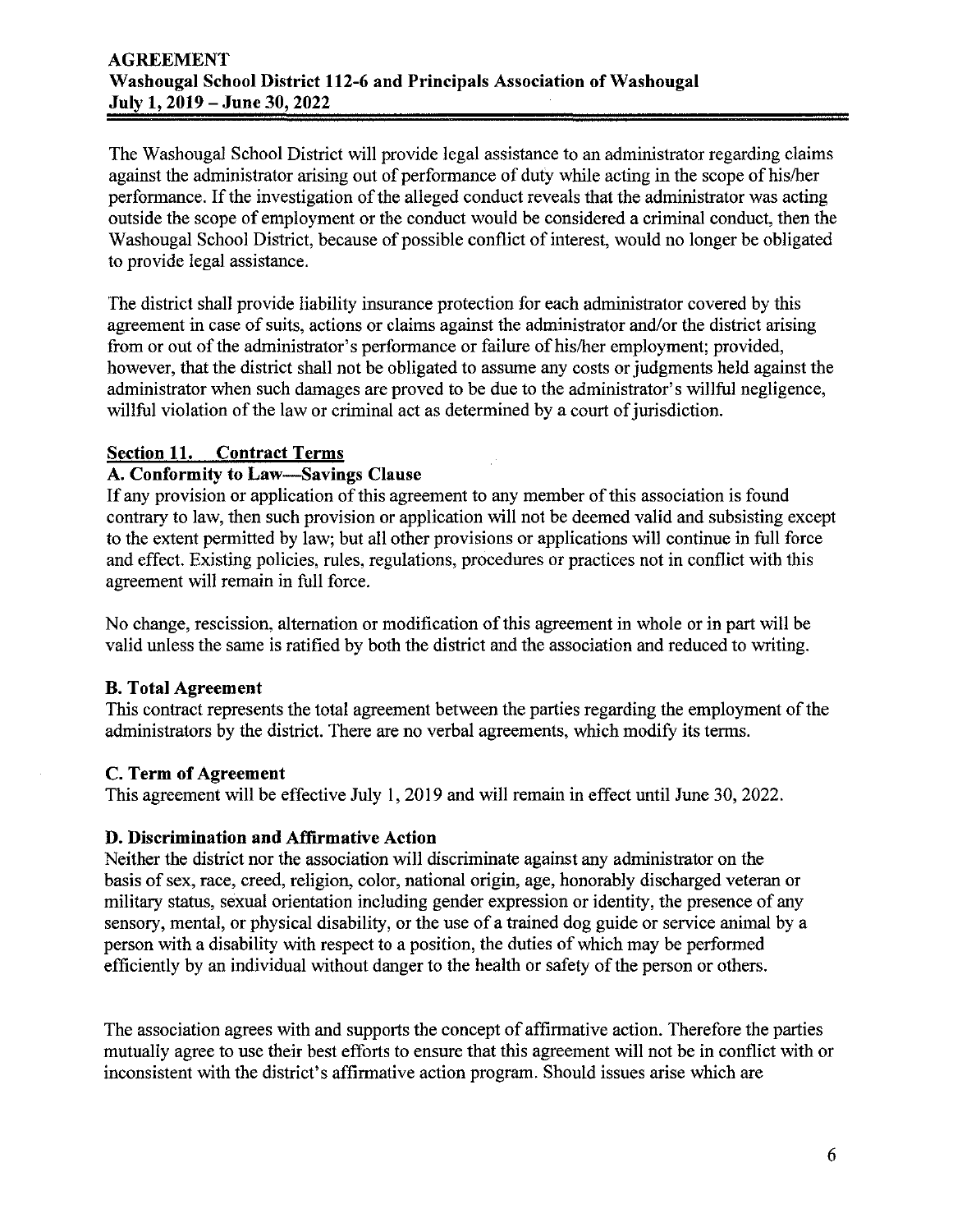The Washougal School District will provide legal assistance to an administrator regarding claims against the administrator arising out of performance of duty while acting in the scope of his/her performance. If the investigation of the alleged conduct reveals that the administrator was acting outside the scope of employment or the conduct would be considered a criminal conduct, then the Washougal School District, because of possible conflict of interest, would no longer be obligated to provide legal assistance.

The district shall provide liability insurance protection for each administrator covered by this agreement in case of suits, actions or claims against the administrator and/or the district arising from or out of the administrator's performance or failure of his/her employment; provided, however, that the district shall not be obligated to assume any costs or judgments held against the administrator when such damages are proved to be due to the administrator's willful negligence, willful violation of the law or criminal act as determined by a court of jurisdiction.

## Section 11. Contract Terms

### A. Conformity to Law—Savings Clause

If any provision or application of this agreement to any member of this association is found contrary to law, then such provision or application will not be deemed valid and subsisting except to the extent permitted by law; but all other provisions or applications will continue in full force and effect. Existing policies, rules, regulations, procedures or practices not in conflict with this agreement will remain in full force.

No change, rescission, alternation or modification of this agreement in whole or in part will be valid unless the same is ratified by both the district and the association and reduced to writing.

### B. Total Agreement

This contract represents the total agreement between the parties regarding the employment of the administrators by the district. There are no verbal agreements, which modify its terms.

### C. Term of Agreement

This agreement will be effective July 1, 2019 and will remain in effect until June 30, 2022.

### D. Discrimination and Affirmative Action

Neither the district nor the association will discriminate against any administrator on the basis of sex, race, creed, religion, color, national origin, age, honorably discharged veteran or military status, sexual orientation including gender expression or identity, the presence of any sensory, mental, or physical disability, or the use of a trained dog guide or service animal by a person with a disability with respect to a position, the duties of which may be performed efficiently by an individual without danger to the health or safety of the person or others.

The association agrees with and supports the concept of affirmative action. Therefore the parties mutually agree to use their best efforts to ensure that this agreement will not be in conflict with or inconsistent with the district's affirmative action program. Should issues arise which are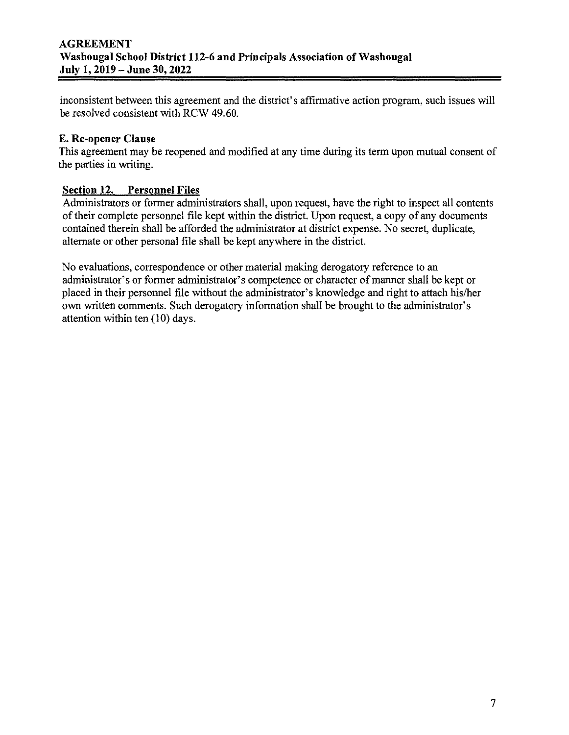inconsistent between this agreement and the district's affirmative action program, such issues will be resolved consistent with RCW 49.60.

**E. Re-opener Clause**

This agreement may be reopened and modified at any time during its term upon mutual consent of the parties in writing.

## Section 12. Personnel Files

Administrators or former administrators shall, upon request, have the right to inspect all contents of their complete personnel file kept within the district. Upon request, a copy of any documents contained therein shall be afforded the administrator at district expense. No secret, duplicate, alternate or other personal file shall be kept anywhere in the district.

No evaluations, correspondence or other material making derogatory reference to an administrator's or former administrator's competence or character of manner shall be kept or placed in their personnel file without the administrator's knowledge and right to attach his/her own written comments. Such derogatory information shall be brought to the administrator's attention within ten (10) days.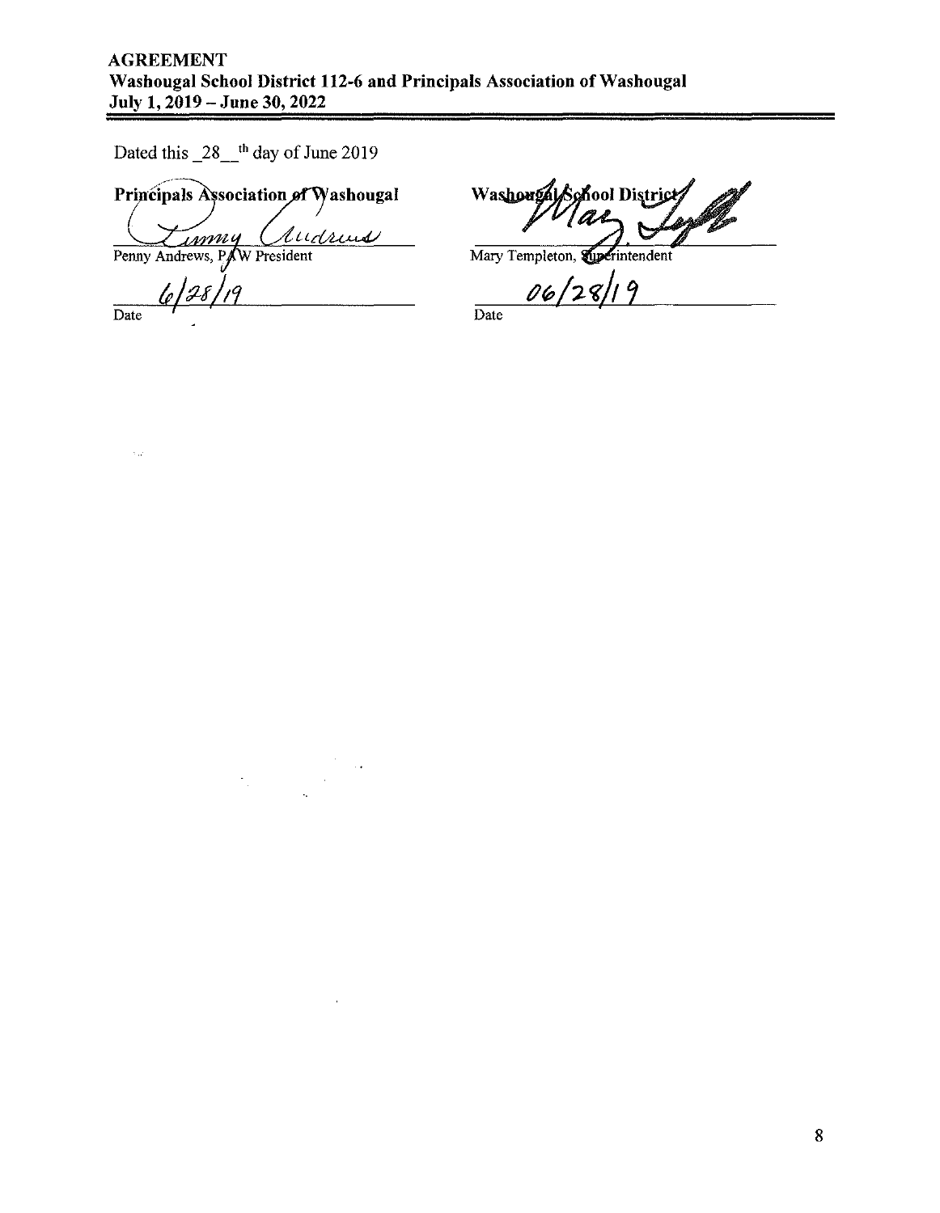Dated this _28__th day of June 2019

| **Principals Association of Washougal** | **Washougal School District** |
| --- | --- |
| Penny Andrews | Mary Templeton |
| Penny Andrews, PAW President | Mary Templeton, Superintendent |
| 6/28/19 | 06/28/19 |
| Date | Date |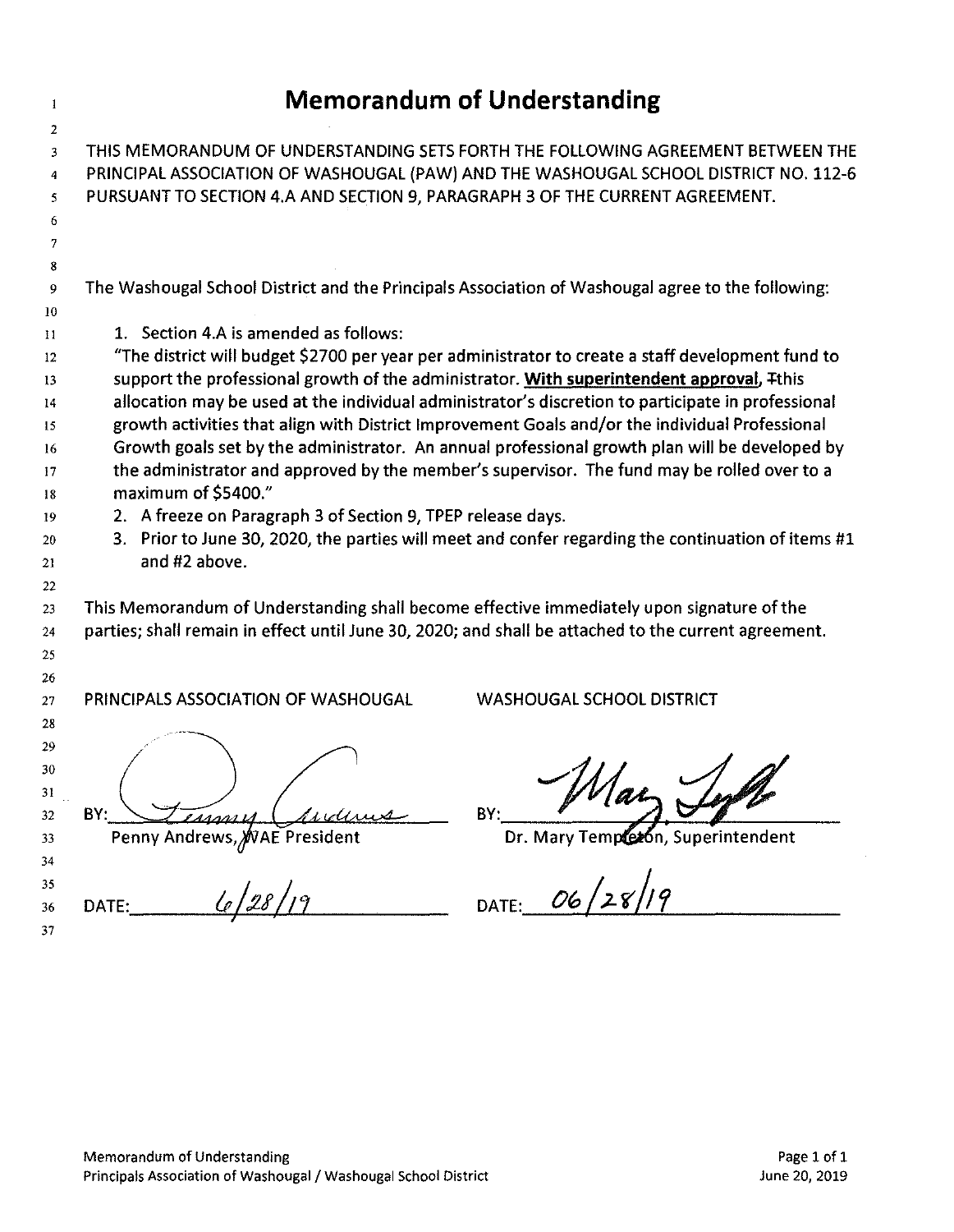# Memorandum of Understanding

THIS MEMORANDUM OF UNDERSTANDING SETS FORTH THE FOLLOWING AGREEMENT BETWEEN THE PRINCIPAL ASSOCIATION OF WASHOUGAL (PAW) AND THE WASHOUGAL SCHOOL DISTRICT NO. 112-6 PURSUANT TO SECTION 4.A AND SECTION 9, PARAGRAPH 3 OF THE CURRENT AGREEMENT.

The Washougal School District and the Principals Association of Washougal agree to the following:

1. Section 4.A is amended as follows:
"The district will budget $2700 per year per administrator to create a staff development fund to support the professional growth of the administrator. **With superintendent approval,** ~~T~~this allocation may be used at the individual administrator's discretion to participate in professional growth activities that align with District Improvement Goals and/or the individual Professional Growth goals set by the administrator. An annual professional growth plan will be developed by the administrator and approved by the member's supervisor. The fund may be rolled over to a maximum of $5400."
2. A freeze on Paragraph 3 of Section 9, TPEP release days.
3. Prior to June 30, 2020, the parties will meet and confer regarding the continuation of items #1 and #2 above.

This Memorandum of Understanding shall become effective immediately upon signature of the parties; shall remain in effect until June 30, 2020; and shall be attached to the current agreement.

| PRINCIPALS ASSOCIATION OF WASHOUGAL | WASHOUGAL SCHOOL DISTRICT |
| --- | --- |
| BY: *[signature]* | BY: *[signature]* |
| Penny Andrews, ~~W~~AE President | Dr. Mary Templeton, Superintendent |
| DATE: 6/28/19 | DATE: 06/28/19 |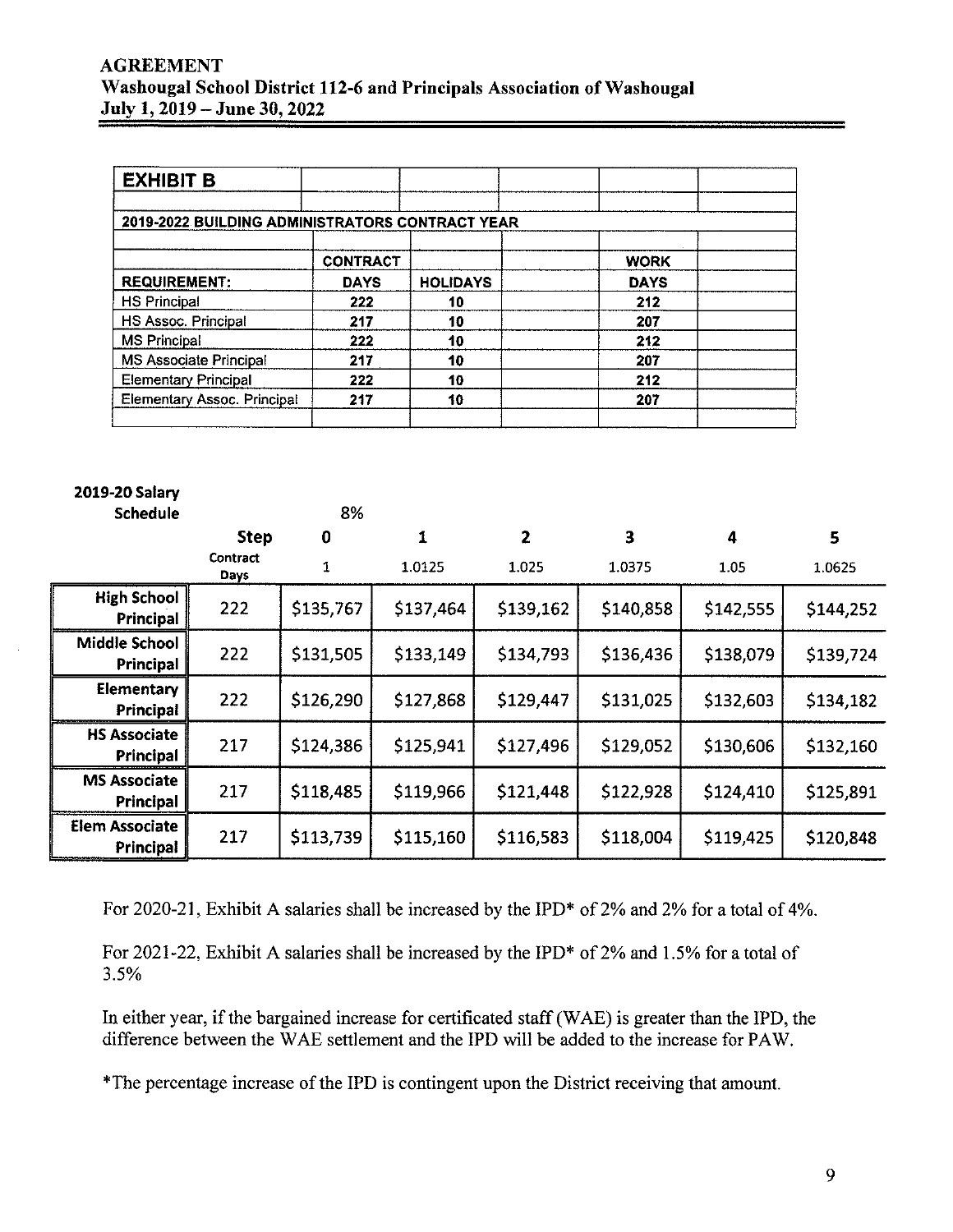# AGREEMENT
## Washougal School District 112-6 and Principals Association of Washougal
## July 1, 2019 – June 30, 2022

| **EXHIBIT B** | | | | | |
|---|---|---|---|---|---|
| **2019-2022 BUILDING ADMINISTRATORS CONTRACT YEAR** | | | | | |
| | **CONTRACT** | | | **WORK** | |
| **REQUIREMENT:** | **DAYS** | **HOLIDAYS** | | **DAYS** | |
| HS Principal | 222 | 10 | | 212 | |
| HS Assoc. Principal | 217 | 10 | | 207 | |
| MS Principal | 222 | 10 | | 212 | |
| MS Associate Principal | 217 | 10 | | 207 | |
| Elementary Principal | 222 | 10 | | 212 | |
| Elementary Assoc. Principal | 217 | 10 | | 207 | |

**2019-20 Salary Schedule**

| | **Step** | **0** (8%) | **1** | **2** | **3** | **4** | **5** |
|---|---|---|---|---|---|---|---|
| | Contract Days | 1 | 1.0125 | 1.025 | 1.0375 | 1.05 | 1.0625 |
| **High School Principal** | 222 | $135,767 | $137,464 | $139,162 | $140,858 | $142,555 | $144,252 |
| **Middle School Principal** | 222 | $131,505 | $133,149 | $134,793 | $136,436 | $138,079 | $139,724 |
| **Elementary Principal** | 222 | $126,290 | $127,868 | $129,447 | $131,025 | $132,603 | $134,182 |
| **HS Associate Principal** | 217 | $124,386 | $125,941 | $127,496 | $129,052 | $130,606 | $132,160 |
| **MS Associate Principal** | 217 | $118,485 | $119,966 | $121,448 | $122,928 | $124,410 | $125,891 |
| **Elem Associate Principal** | 217 | $113,739 | $115,160 | $116,583 | $118,004 | $119,425 | $120,848 |

For 2020-21, Exhibit A salaries shall be increased by the IPD* of 2% and 2% for a total of 4%.

For 2021-22, Exhibit A salaries shall be increased by the IPD* of 2% and 1.5% for a total of 3.5%

In either year, if the bargained increase for certificated staff (WAE) is greater than the IPD, the difference between the WAE settlement and the IPD will be added to the increase for PAW.

*The percentage increase of the IPD is contingent upon the District receiving that amount.